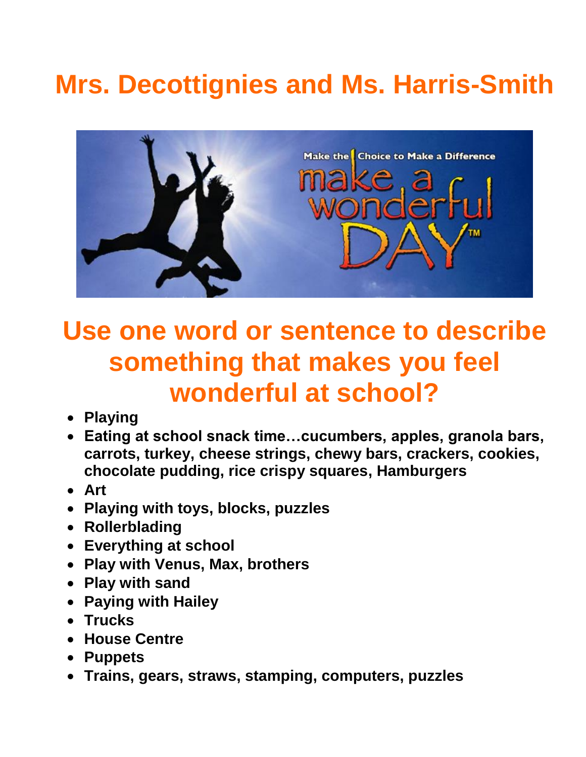# Mrs. Decottignies and Ms. Harris-Smith

## Use one word or sentence to describe something that makes you feel wonderful at school?

- **Playing**
- **Eating at school snack time…cucumbers, apples, granola bars, carrots, turkey, cheese strings, chewy bars, crackers, cookies, chocolate pudding, rice crispy squares, Hamburgers**
- **Art**
- **Playing with toys, blocks, puzzles**
- **Rollerblading**
- **Everything at school**
- **Play with Venus, Max, brothers**
- **Play with sand**
- **Paying with Hailey**
- **Trucks**
- **House Centre**
- **Puppets**
- **Trains, gears, straws, stamping, computers, puzzles**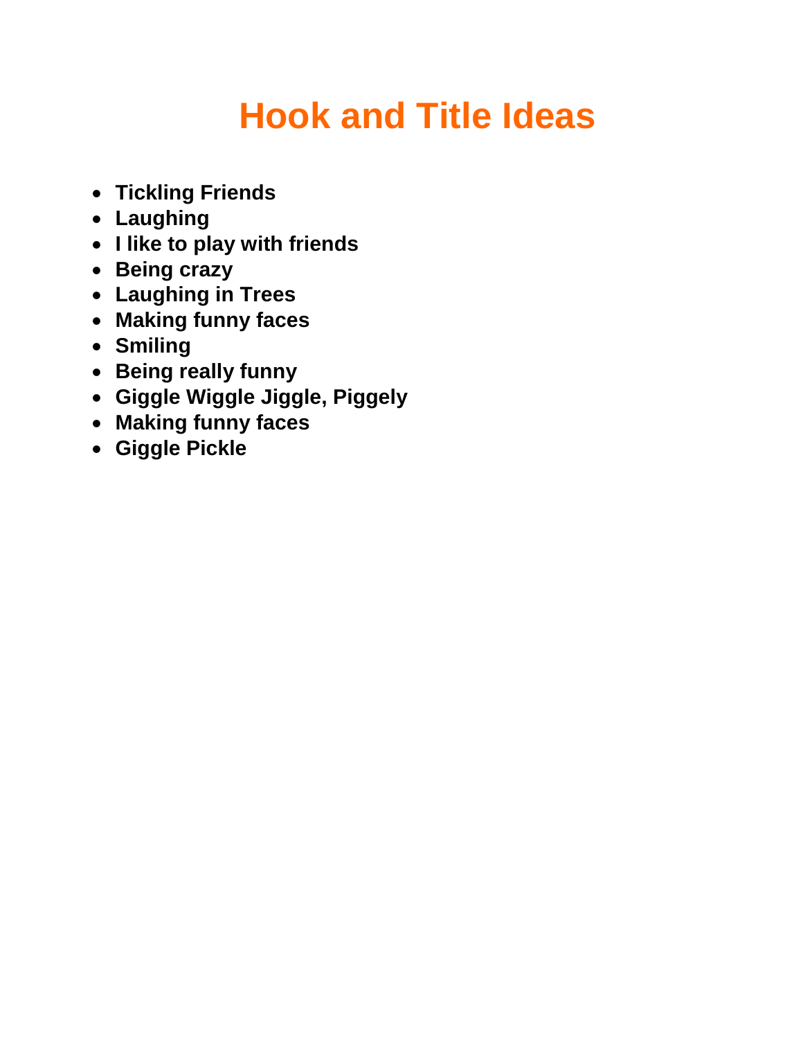# Hook and Title Ideas

- **Tickling Friends**
- **Laughing**
- **I like to play with friends**
- **Being crazy**
- **Laughing in Trees**
- **Making funny faces**
- **Smiling**
- **Being really funny**
- **Giggle Wiggle Jiggle, Piggely**
- **Making funny faces**
- **Giggle Pickle**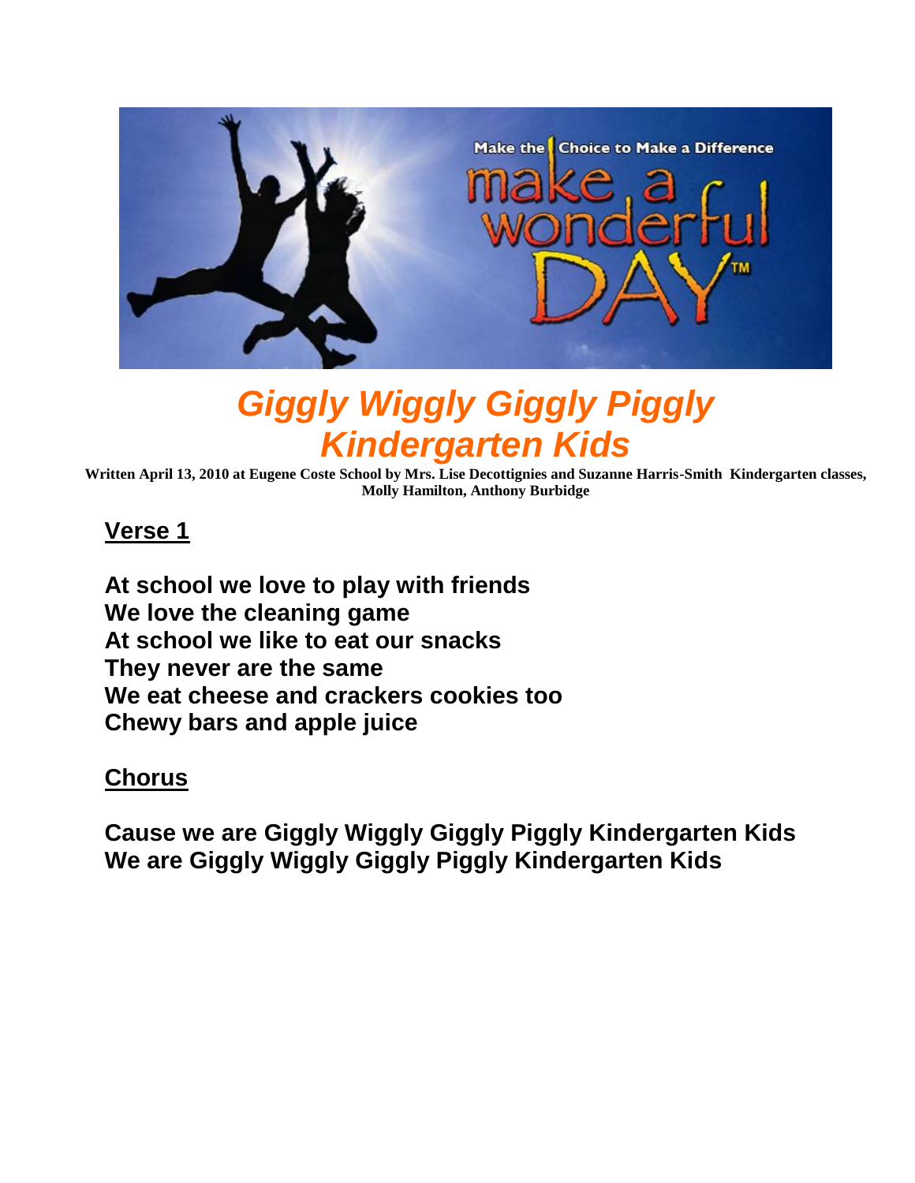# *Giggly Wiggly Giggly Piggly Kindergarten Kids*

**Written April 13, 2010 at Eugene Coste School by Mrs. Lise Decottignies and Suzanne Harris-Smith Kindergarten classes, Molly Hamilton, Anthony Burbidge**

## Verse 1

**At school we love to play with friends**
**We love the cleaning game**
**At school we like to eat our snacks**
**They never are the same**
**We eat cheese and crackers cookies too**
**Chewy bars and apple juice**

## Chorus

**Cause we are Giggly Wiggly Giggly Piggly Kindergarten Kids**
**We are Giggly Wiggly Giggly Piggly Kindergarten Kids**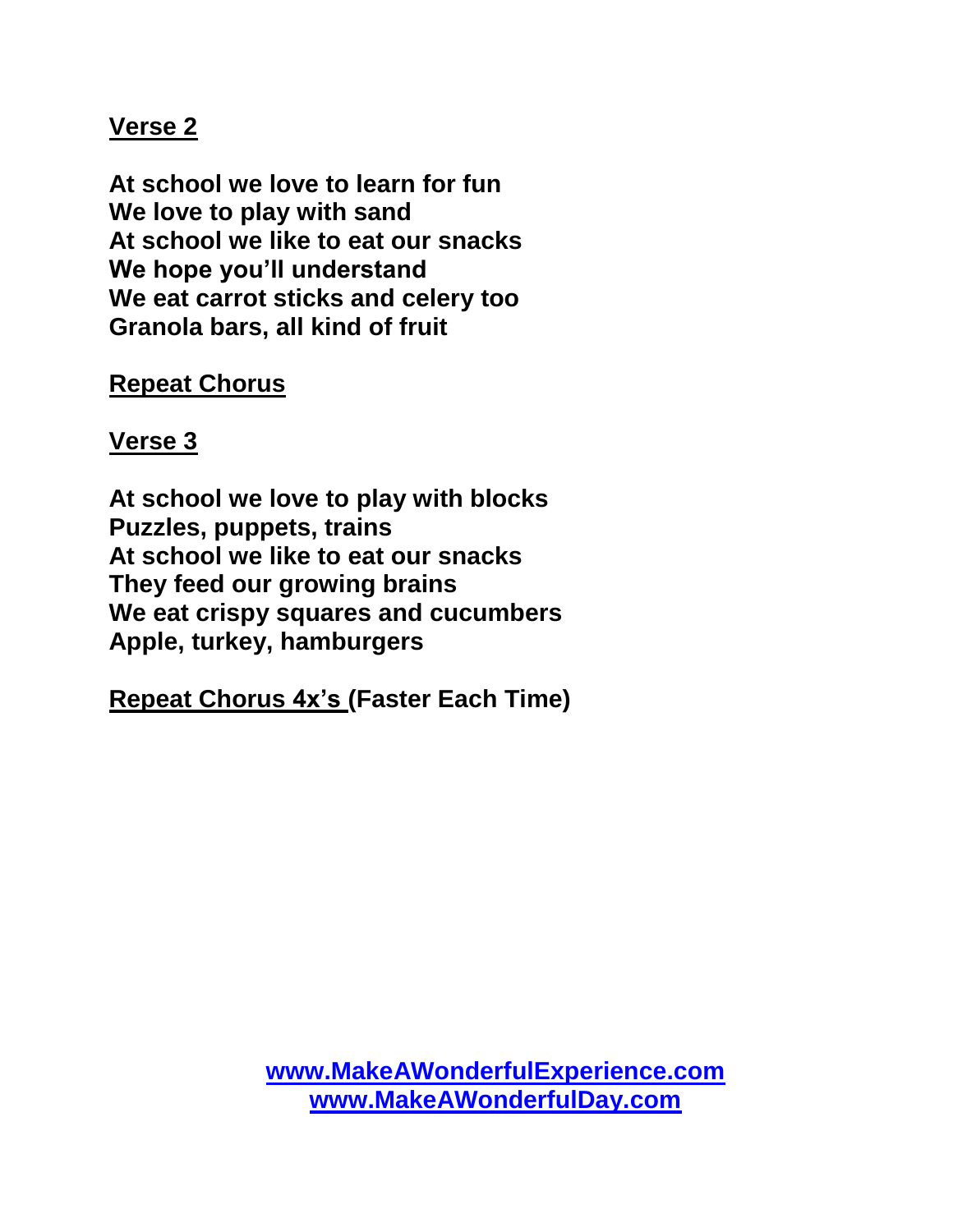**Verse 2**

**At school we love to learn for fun**
**We love to play with sand**
**At school we like to eat our snacks**
**We hope you'll understand**
**We eat carrot sticks and celery too**
**Granola bars, all kind of fruit**

**Repeat Chorus**

**Verse 3**

**At school we love to play with blocks**
**Puzzles, puppets, trains**
**At school we like to eat our snacks**
**They feed our growing brains**
**We eat crispy squares and cucumbers**
**Apple, turkey, hamburgers**

**Repeat Chorus 4x's (Faster Each Time)**

**www.MakeAWonderfulExperience.com**
**www.MakeAWonderfulDay.com**